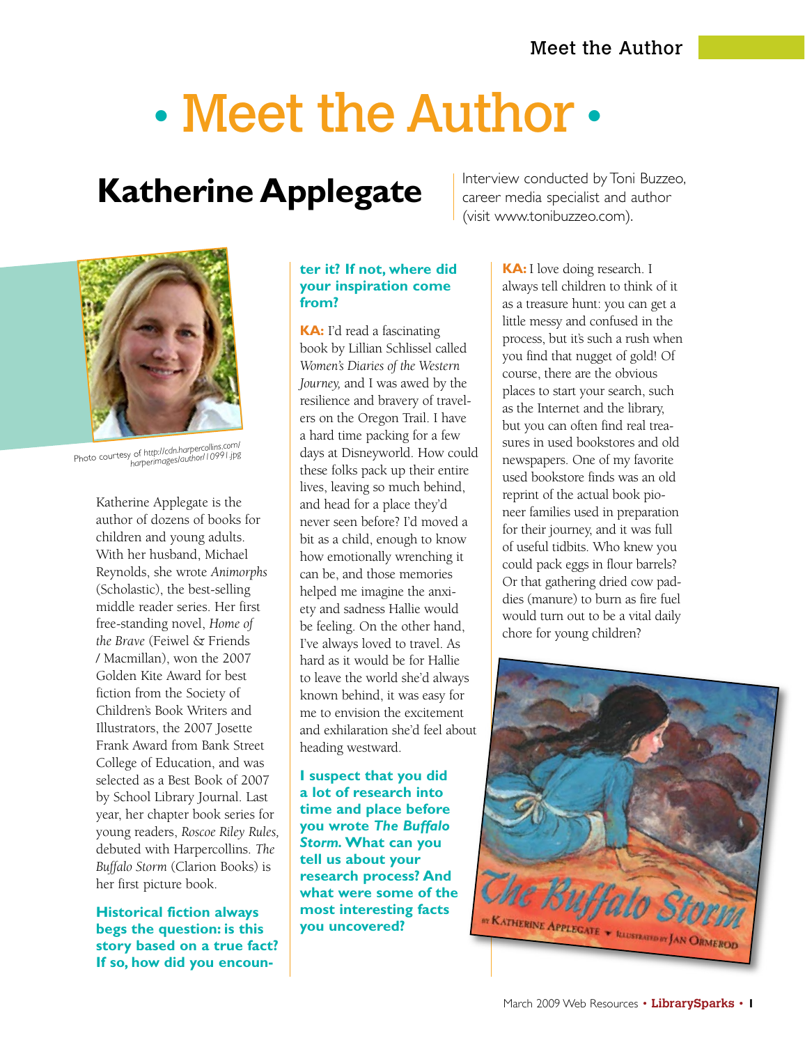# • Meet the Author •

## Katherine Applegate

Interview conducted by Toni Buzzeo, career media specialist and author (visit www.tonibuzzeo.com).

Photo courtesy of http://cdn.harpercollins.com/harperimages/author/10991.jpg

Katherine Applegate is the author of dozens of books for children and young adults. With her husband, Michael Reynolds, she wrote *Animorphs* (Scholastic), the best-selling middle reader series. Her first free-standing novel, *Home of the Brave* (Feiwel & Friends / Macmillan), won the 2007 Golden Kite Award for best fiction from the Society of Children's Book Writers and Illustrators, the 2007 Josette Frank Award from Bank Street College of Education, and was selected as a Best Book of 2007 by School Library Journal. Last year, her chapter book series for young readers, *Roscoe Riley Rules,* debuted with Harpercollins. *The Buffalo Storm* (Clarion Books) is her first picture book.

**Historical fiction always begs the question: is this story based on a true fact? If so, how did you encounter it? If not, where did your inspiration come from?**

**KA:** I'd read a fascinating book by Lillian Schlissel called *Women's Diaries of the Western Journey,* and I was awed by the resilience and bravery of travelers on the Oregon Trail. I have a hard time packing for a few days at Disneyworld. How could these folks pack up their entire lives, leaving so much behind, and head for a place they'd never seen before? I'd moved a bit as a child, enough to know how emotionally wrenching it can be, and those memories helped me imagine the anxiety and sadness Hallie would be feeling. On the other hand, I've always loved to travel. As hard as it would be for Hallie to leave the world she'd always known behind, it was easy for me to envision the excitement and exhilaration she'd feel about heading westward.

**I suspect that you did a lot of research into time and place before you wrote *The Buffalo Storm*. What can you tell us about your research process? And what were some of the most interesting facts you uncovered?**

**KA:** I love doing research. I always tell children to think of it as a treasure hunt: you can get a little messy and confused in the process, but it's such a rush when you find that nugget of gold! Of course, there are the obvious places to start your search, such as the Internet and the library, but you can often find real treasures in used bookstores and old newspapers. One of my favorite used bookstore finds was an old reprint of the actual book pioneer families used in preparation for their journey, and it was full of useful tidbits. Who knew you could pack eggs in flour barrels? Or that gathering dried cow paddies (manure) to burn as fire fuel would turn out to be a vital daily chore for young children?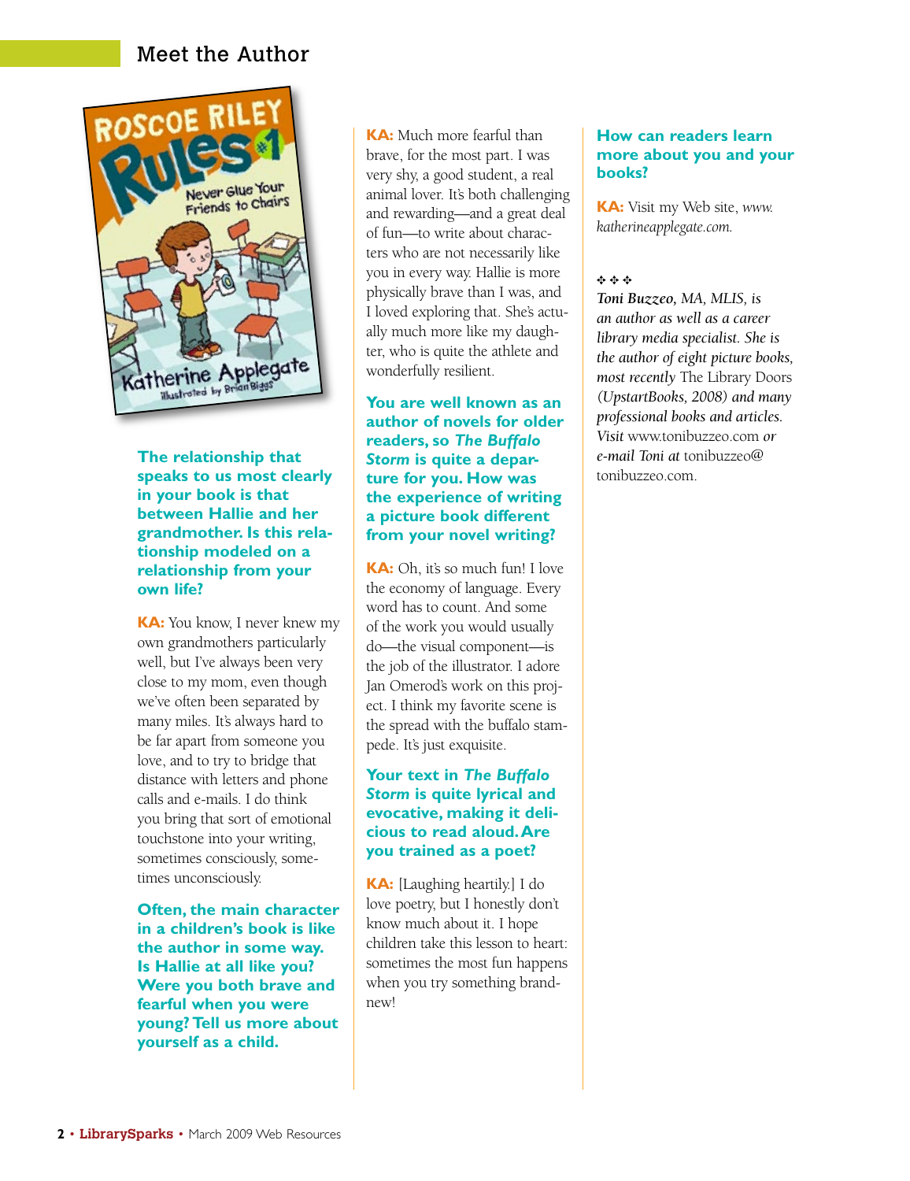## Meet the Author

**The relationship that speaks to us most clearly in your book is that between Hallie and her grandmother. Is this relationship modeled on a relationship from your own life?**

**KA:** You know, I never knew my own grandmothers particularly well, but I've always been very close to my mom, even though we've often been separated by many miles. It's always hard to be far apart from someone you love, and to try to bridge that distance with letters and phone calls and e-mails. I do think you bring that sort of emotional touchstone into your writing, sometimes consciously, sometimes unconsciously.

**Often, the main character in a children's book is like the author in some way. Is Hallie at all like you? Were you both brave and fearful when you were young? Tell us more about yourself as a child.**

**KA:** Much more fearful than brave, for the most part. I was very shy, a good student, a real animal lover. It's both challenging and rewarding—and a great deal of fun—to write about characters who are not necessarily like you in every way. Hallie is more physically brave than I was, and I loved exploring that. She's actually much more like my daughter, who is quite the athlete and wonderfully resilient.

**You are well known as an author of novels for older readers, so *The Buffalo Storm* is quite a departure for you. How was the experience of writing a picture book different from your novel writing?**

**KA:** Oh, it's so much fun! I love the economy of language. Every word has to count. And some of the work you would usually do—the visual component—is the job of the illustrator. I adore Jan Omerod's work on this project. I think my favorite scene is the spread with the buffalo stampede. It's just exquisite.

**Your text in *The Buffalo Storm* is quite lyrical and evocative, making it delicious to read aloud. Are you trained as a poet?**

**KA:** [Laughing heartily.] I do love poetry, but I honestly don't know much about it. I hope children take this lesson to heart: sometimes the most fun happens when you try something brand-new!

**How can readers learn more about you and your books?**

**KA:** Visit my Web site, *www.katherineapplegate.com.*

✣ ✣ ✣

*Toni Buzzeo, MA, MLIS, is an author as well as a career library media specialist. She is the author of eight picture books, most recently* The Library Doors *(UpstartBooks, 2008) and many professional books and articles. Visit* www.tonibuzzeo.com *or e-mail Toni at* tonibuzzeo@tonibuzzeo.com.